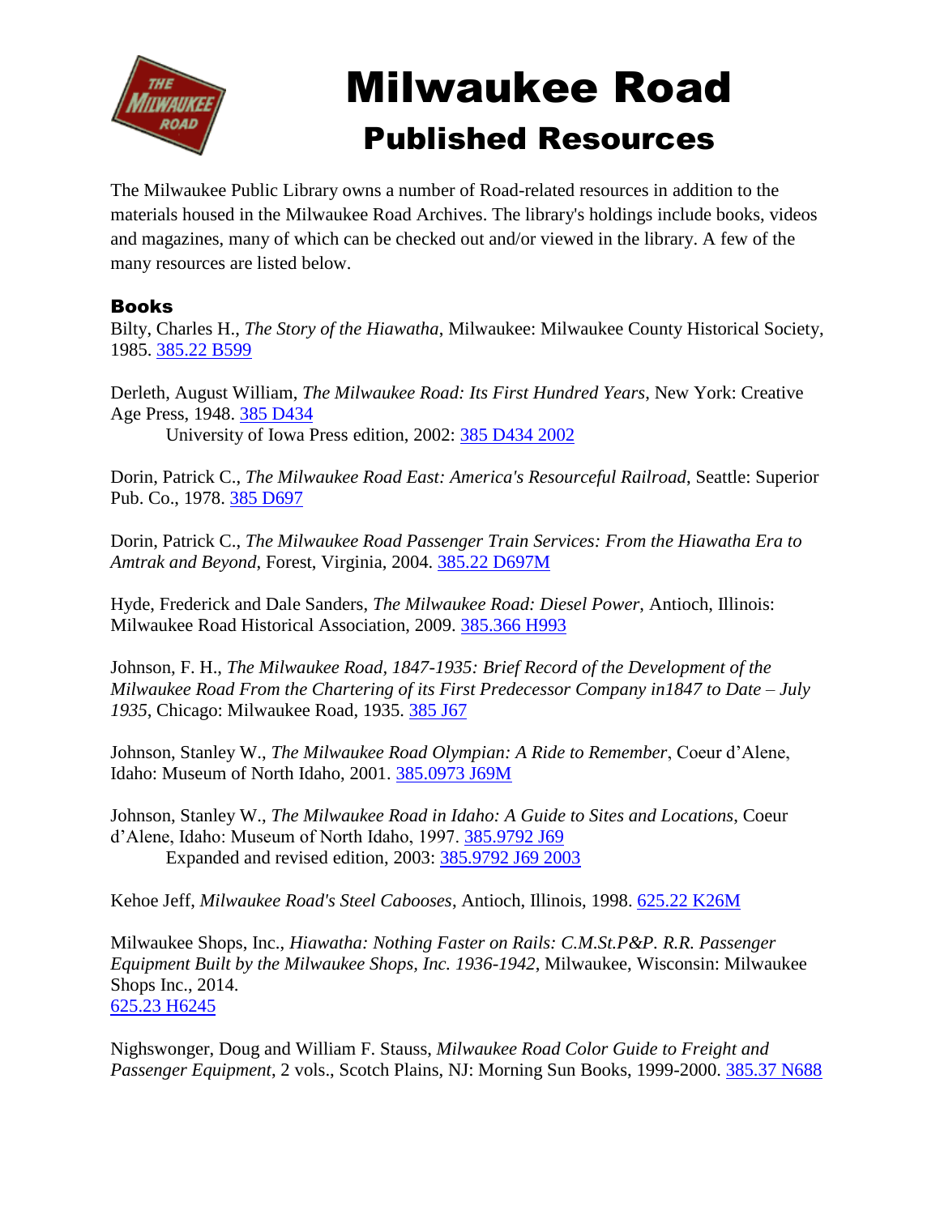# Milwaukee Road

## Published Resources

The Milwaukee Public Library owns a number of Road-related resources in addition to the materials housed in the Milwaukee Road Archives. The library's holdings include books, videos and magazines, many of which can be checked out and/or viewed in the library. A few of the many resources are listed below.

### Books

Bilty, Charles H., *The Story of the Hiawatha*, Milwaukee: Milwaukee County Historical Society, 1985. 385.22 B599

Derleth, August William, *The Milwaukee Road: Its First Hundred Years*, New York: Creative Age Press, 1948. 385 D434
University of Iowa Press edition, 2002: 385 D434 2002

Dorin, Patrick C., *The Milwaukee Road East: America's Resourceful Railroad*, Seattle: Superior Pub. Co., 1978. 385 D697

Dorin, Patrick C., *The Milwaukee Road Passenger Train Services: From the Hiawatha Era to Amtrak and Beyond*, Forest, Virginia, 2004. 385.22 D697M

Hyde, Frederick and Dale Sanders, *The Milwaukee Road: Diesel Power*, Antioch, Illinois: Milwaukee Road Historical Association, 2009. 385.366 H993

Johnson, F. H., *The Milwaukee Road, 1847-1935: Brief Record of the Development of the Milwaukee Road From the Chartering of its First Predecessor Company in1847 to Date – July 1935*, Chicago: Milwaukee Road, 1935. 385 J67

Johnson, Stanley W., *The Milwaukee Road Olympian: A Ride to Remember*, Coeur d'Alene, Idaho: Museum of North Idaho, 2001. 385.0973 J69M

Johnson, Stanley W., *The Milwaukee Road in Idaho: A Guide to Sites and Locations*, Coeur d'Alene, Idaho: Museum of North Idaho, 1997. 385.9792 J69
Expanded and revised edition, 2003: 385.9792 J69 2003

Kehoe Jeff, *Milwaukee Road's Steel Cabooses*, Antioch, Illinois, 1998. 625.22 K26M

Milwaukee Shops, Inc., *Hiawatha: Nothing Faster on Rails: C.M.St.P&P. R.R. Passenger Equipment Built by the Milwaukee Shops, Inc. 1936-1942*, Milwaukee, Wisconsin: Milwaukee Shops Inc., 2014.
625.23 H6245

Nighswonger, Doug and William F. Stauss, *Milwaukee Road Color Guide to Freight and Passenger Equipment*, 2 vols., Scotch Plains, NJ: Morning Sun Books, 1999-2000. 385.37 N688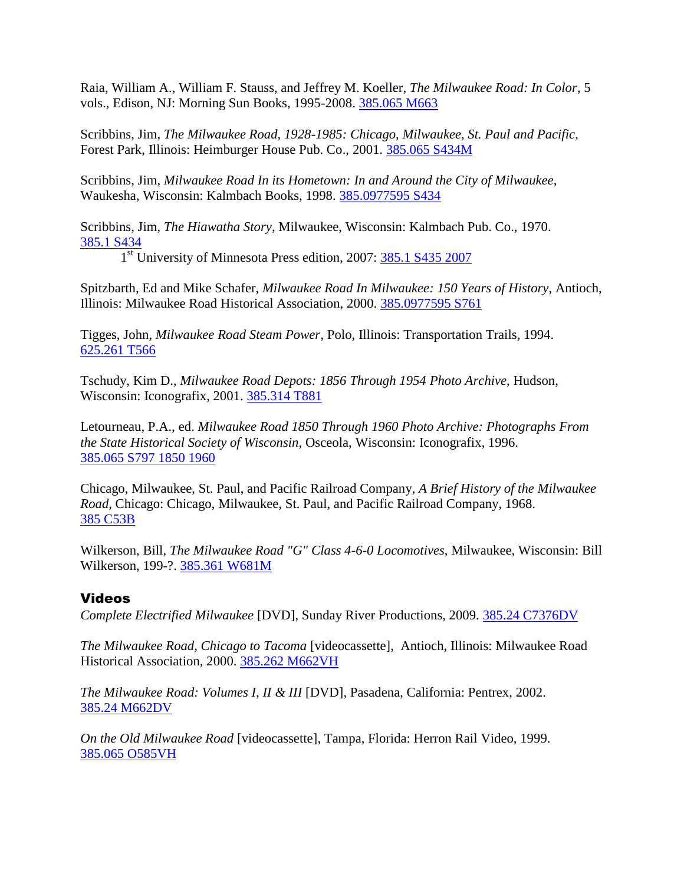Raia, William A., William F. Stauss, and Jeffrey M. Koeller, *The Milwaukee Road: In Color*, 5 vols., Edison, NJ: Morning Sun Books, 1995-2008. [385.065 M663]

Scribbins, Jim, *The Milwaukee Road, 1928-1985: Chicago, Milwaukee, St. Paul and Pacific*, Forest Park, Illinois: Heimburger House Pub. Co., 2001. [385.065 S434M]

Scribbins, Jim, *Milwaukee Road In its Hometown: In and Around the City of Milwaukee*, Waukesha, Wisconsin: Kalmbach Books, 1998. [385.0977595 S434]

Scribbins, Jim, *The Hiawatha Story*, Milwaukee, Wisconsin: Kalmbach Pub. Co., 1970. [385.1 S434]

    1st University of Minnesota Press edition, 2007: [385.1 S435 2007]

Spitzbarth, Ed and Mike Schafer, *Milwaukee Road In Milwaukee: 150 Years of History*, Antioch, Illinois: Milwaukee Road Historical Association, 2000. [385.0977595 S761]

Tigges, John, *Milwaukee Road Steam Power*, Polo, Illinois: Transportation Trails, 1994. [625.261 T566]

Tschudy, Kim D., *Milwaukee Road Depots: 1856 Through 1954 Photo Archive*, Hudson, Wisconsin: Iconografix, 2001. [385.314 T881]

Letourneau, P.A., ed. *Milwaukee Road 1850 Through 1960 Photo Archive: Photographs From the State Historical Society of Wisconsin*, Osceola, Wisconsin: Iconografix, 1996. [385.065 S797 1850 1960]

Chicago, Milwaukee, St. Paul, and Pacific Railroad Company, *A Brief History of the Milwaukee Road*, Chicago: Chicago, Milwaukee, St. Paul, and Pacific Railroad Company, 1968. [385 C53B]

Wilkerson, Bill, *The Milwaukee Road "G" Class 4-6-0 Locomotives*, Milwaukee, Wisconsin: Bill Wilkerson, 199-?. [385.361 W681M]

## Videos

*Complete Electrified Milwaukee* [DVD], Sunday River Productions, 2009. [385.24 C7376DV]

*The Milwaukee Road, Chicago to Tacoma* [videocassette], Antioch, Illinois: Milwaukee Road Historical Association, 2000. [385.262 M662VH]

*The Milwaukee Road: Volumes I, II & III* [DVD], Pasadena, California: Pentrex, 2002. [385.24 M662DV]

*On the Old Milwaukee Road* [videocassette], Tampa, Florida: Herron Rail Video, 1999. [385.065 O585VH]